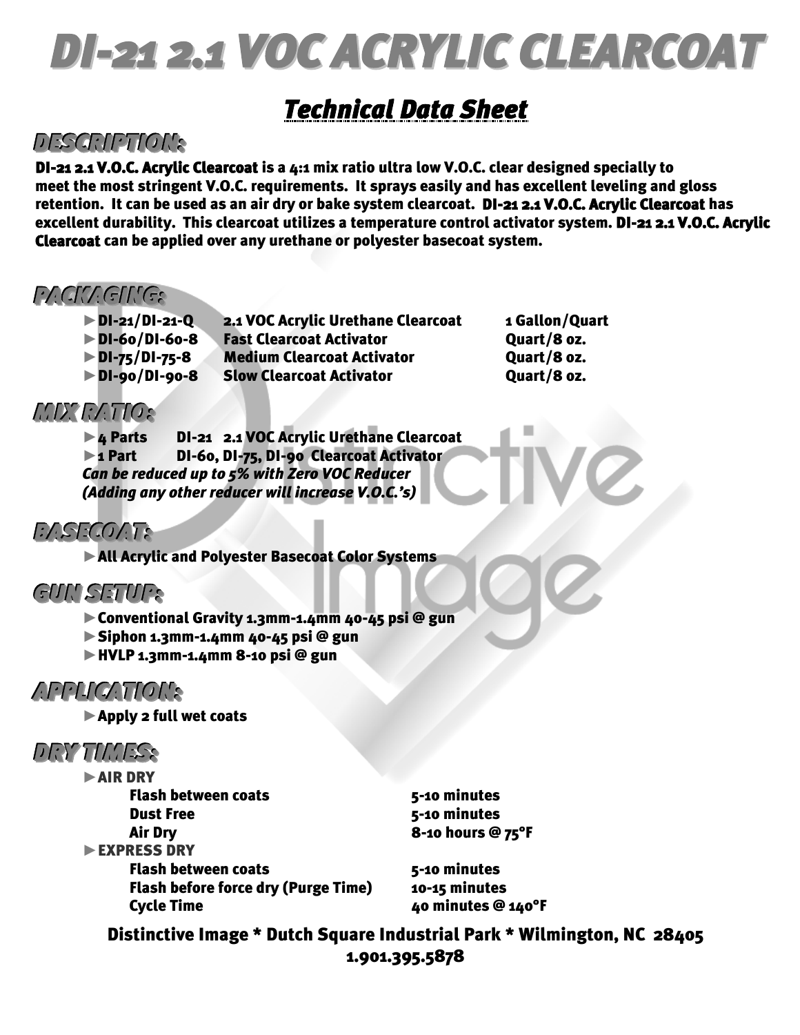# DI-21 2.1 VOC ACRYLIC CLEARCOAT

## Technical Data Sheet

### DESCRIPTION:

**DI-21 2.1 V.O.C. Acrylic Clearcoat is a 4:1 mix ratio ultra low V.O.C. clear designed specially to meet the most stringent V.O.C. requirements. It sprays easily and has excellent leveling and gloss retention. It can be used as an air dry or bake system clearcoat. DI-21 2.1 V.O.C. Acrylic Clearcoat has excellent durability. This clearcoat utilizes a temperature control activator system. DI-21 2.1 V.O.C. Acrylic Clearcoat can be applied over any urethane or polyester basecoat system.**

### PACKAGING:

| | | |
|---|---|---|
| ►**DI-21/DI-21-Q** | **2.1 VOC Acrylic Urethane Clearcoat** | **1 Gallon/Quart** |
| ►**DI-60/DI-60-8** | **Fast Clearcoat Activator** | **Quart/8 oz.** |
| ►**DI-75/DI-75-8** | **Medium Clearcoat Activator** | **Quart/8 oz.** |
| ►**DI-90/DI-90-8** | **Slow Clearcoat Activator** | **Quart/8 oz.** |

### MIX RATIO:

- ►**4 Parts DI-21 2.1 VOC Acrylic Urethane Clearcoat**
- ►**1 Part DI-60, DI-75, DI-90 Clearcoat Activator**

***Can be reduced up to 5% with Zero VOC Reducer***
***(Adding any other reducer will increase V.O.C.'s)***

### BASECOAT:

- ►**All Acrylic and Polyester Basecoat Color Systems**

### GUN SETUP:

- ►**Conventional Gravity 1.3mm-1.4mm 40-45 psi @ gun**
- ►**Siphon 1.3mm-1.4mm 40-45 psi @ gun**
- ►**HVLP 1.3mm-1.4mm 8-10 psi @ gun**

### APPLICATION:

- ►**Apply 2 full wet coats**

### DRY TIMES:

►**AIR DRY**

| | |
|---|---|
| **Flash between coats** | **5-10 minutes** |
| **Dust Free** | **5-10 minutes** |
| **Air Dry** | **8-10 hours @ 75°F** |

►**EXPRESS DRY**

| | |
|---|---|
| **Flash between coats** | **5-10 minutes** |
| **Flash before force dry (Purge Time)** | **10-15 minutes** |
| **Cycle Time** | **40 minutes @ 140°F** |

**Distinctive Image * Dutch Square Industrial Park * Wilmington, NC 28405**
**1.901.395.5878**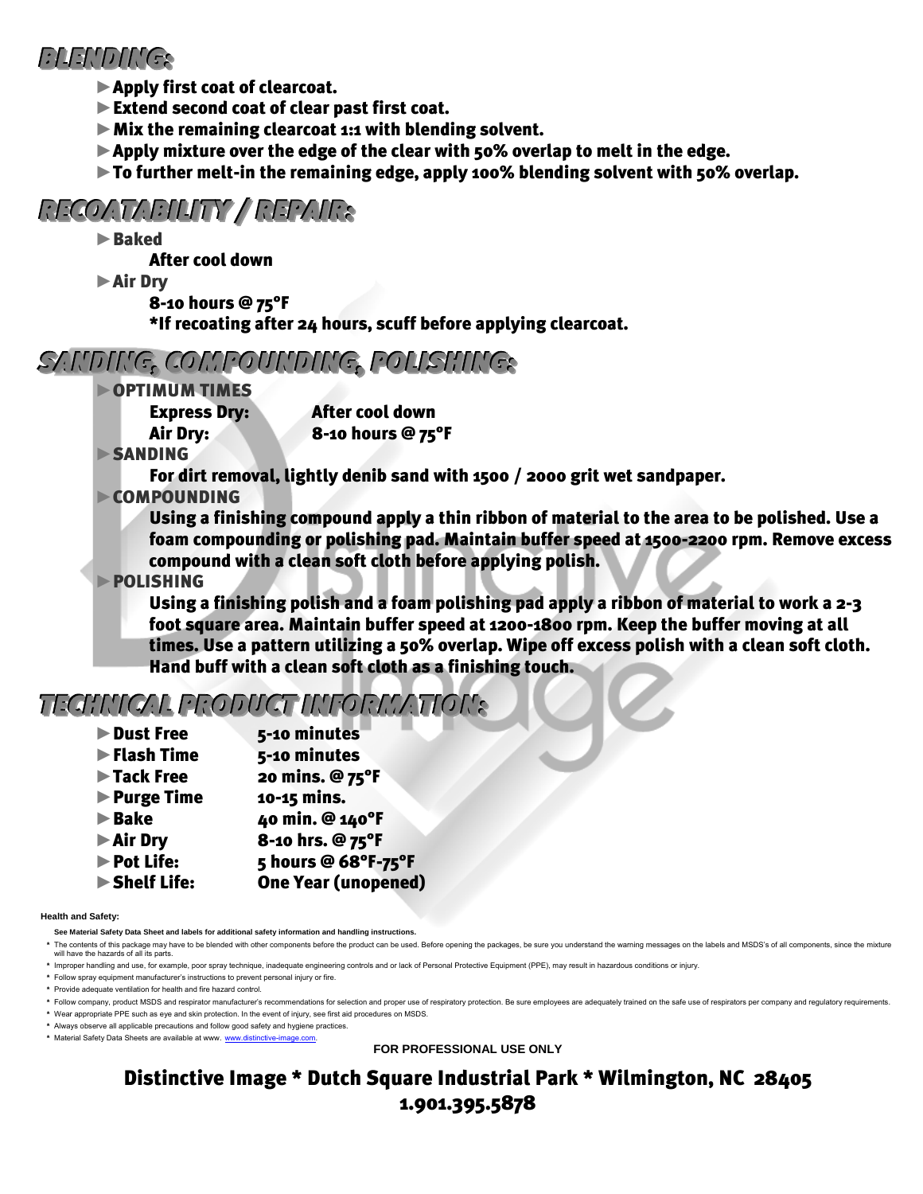## BLENDING:

- Apply first coat of clearcoat.
- Extend second coat of clear past first coat.
- Mix the remaining clearcoat 1:1 with blending solvent.
- Apply mixture over the edge of the clear with 50% overlap to melt in the edge.
- To further melt-in the remaining edge, apply 100% blending solvent with 50% overlap.

## RECOATABILITY / REPAIR:

- Baked
  - After cool down
- Air Dry
  - 8-10 hours @ 75°F
  - *If recoating after 24 hours, scuff before applying clearcoat.

## SANDING, COMPOUNDING, POLISHING:

- OPTIMUM TIMES

| | |
|---|---|
| **Express Dry:** | After cool down |
| **Air Dry:** | 8-10 hours @ 75°F |

- SANDING
  - For dirt removal, lightly denib sand with 1500 / 2000 grit wet sandpaper.
- COMPOUNDING
  - Using a finishing compound apply a thin ribbon of material to the area to be polished. Use a foam compounding or polishing pad. Maintain buffer speed at 1500-2200 rpm. Remove excess compound with a clean soft cloth before applying polish.
- POLISHING
  - Using a finishing polish and a foam polishing pad apply a ribbon of material to work a 2-3 foot square area. Maintain buffer speed at 1200-1800 rpm. Keep the buffer moving at all times. Use a pattern utilizing a 50% overlap. Wipe off excess polish with a clean soft cloth. Hand buff with a clean soft cloth as a finishing touch.

## TECHNICAL PRODUCT INFORMATION:

| | |
|---|---|
| Dust Free | 5-10 minutes |
| Flash Time | 5-10 minutes |
| Tack Free | 20 mins. @ 75°F |
| Purge Time | 10-15 mins. |
| Bake | 40 min. @ 140°F |
| Air Dry | 8-10 hrs. @ 75°F |
| Pot Life: | 5 hours @ 68°F-75°F |
| Shelf Life: | One Year (unopened) |

**Health and Safety:**

**See Material Safety Data Sheet and labels for additional safety information and handling instructions.**

* The contents of this package may have to be blended with other components before the product can be used. Before opening the packages, be sure you understand the warning messages on the labels and MSDS's of all components, since the mixture will have the hazards of all its parts.
* Improper handling and use, for example, poor spray technique, inadequate engineering controls and or lack of Personal Protective Equipment (PPE), may result in hazardous conditions or injury.
* Follow spray equipment manufacturer's instructions to prevent personal injury or fire.
* Provide adequate ventilation for health and fire hazard control.
* Follow company, product MSDS and respirator manufacturer's recommendations for selection and proper use of respiratory protection. Be sure employees are adequately trained on the safe use of respirators per company and regulatory requirements.
* Wear appropriate PPE such as eye and skin protection. In the event of injury, see first aid procedures on MSDS.
* Always observe all applicable precautions and follow good safety and hygiene practices.
* Material Safety Data Sheets are available at www. www.distinctive-image.com.

**FOR PROFESSIONAL USE ONLY**

**Distinctive Image * Dutch Square Industrial Park * Wilmington, NC 28405**
**1.901.395.5878**